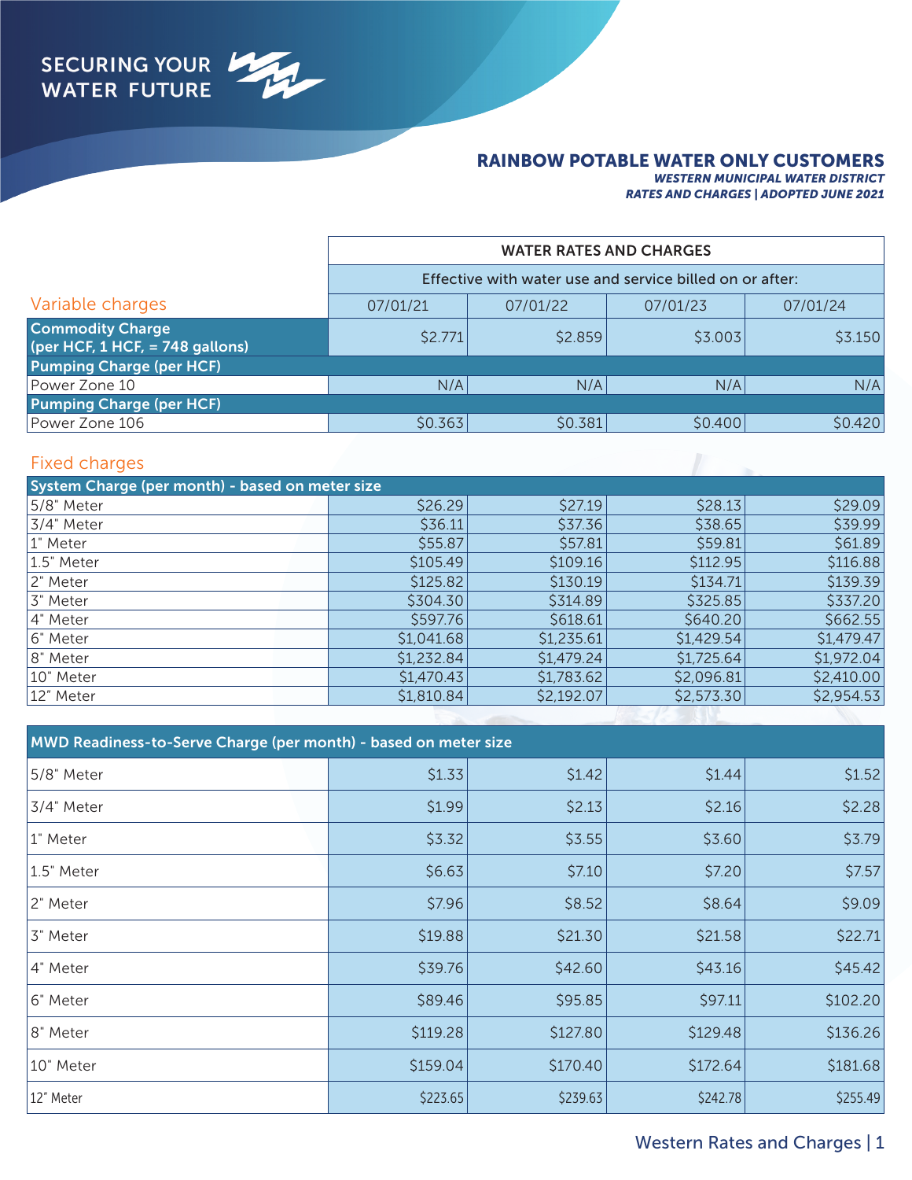SECURING YOUR WATER FUTURE

# RAINBOW POTABLE WATER ONLY CUSTOMERS

***WESTERN MUNICIPAL WATER DISTRICT***
***RATES AND CHARGES | ADOPTED JUNE 2021***

| | WATER RATES AND CHARGES | | | |
|---|---|---|---|---|
| | Effective with water use and service billed on or after: | | | |
| **Variable charges** | 07/01/21 | 07/01/22 | 07/01/23 | 07/01/24 |
| **Commodity Charge (per HCF, 1 HCF, = 748 gallons)** | $2.771 | $2.859 | $3.003 | $3.150 |
| **Pumping Charge (per HCF)** | | | | |
| Power Zone 10 | N/A | N/A | N/A | N/A |
| **Pumping Charge (per HCF)** | | | | |
| Power Zone 106 | $0.363 | $0.381 | $0.400 | $0.420 |

## Fixed charges

| System Charge (per month) - based on meter size | 07/01/21 | 07/01/22 | 07/01/23 | 07/01/24 |
|---|---|---|---|---|
| 5/8" Meter | $26.29 | $27.19 | $28.13 | $29.09 |
| 3/4" Meter | $36.11 | $37.36 | $38.65 | $39.99 |
| 1" Meter | $55.87 | $57.81 | $59.81 | $61.89 |
| 1.5" Meter | $105.49 | $109.16 | $112.95 | $116.88 |
| 2" Meter | $125.82 | $130.19 | $134.71 | $139.39 |
| 3" Meter | $304.30 | $314.89 | $325.85 | $337.20 |
| 4" Meter | $597.76 | $618.61 | $640.20 | $662.55 |
| 6" Meter | $1,041.68 | $1,235.61 | $1,429.54 | $1,479.47 |
| 8" Meter | $1,232.84 | $1,479.24 | $1,725.64 | $1,972.04 |
| 10" Meter | $1,470.43 | $1,783.62 | $2,096.81 | $2,410.00 |
| 12" Meter | $1,810.84 | $2,192.07 | $2,573.30 | $2,954.53 |

| MWD Readiness-to-Serve Charge (per month) - based on meter size | 07/01/21 | 07/01/22 | 07/01/23 | 07/01/24 |
|---|---|---|---|---|
| 5/8" Meter | $1.33 | $1.42 | $1.44 | $1.52 |
| 3/4" Meter | $1.99 | $2.13 | $2.16 | $2.28 |
| 1" Meter | $3.32 | $3.55 | $3.60 | $3.79 |
| 1.5" Meter | $6.63 | $7.10 | $7.20 | $7.57 |
| 2" Meter | $7.96 | $8.52 | $8.64 | $9.09 |
| 3" Meter | $19.88 | $21.30 | $21.58 | $22.71 |
| 4" Meter | $39.76 | $42.60 | $43.16 | $45.42 |
| 6" Meter | $89.46 | $95.85 | $97.11 | $102.20 |
| 8" Meter | $119.28 | $127.80 | $129.48 | $136.26 |
| 10" Meter | $159.04 | $170.40 | $172.64 | $181.68 |
| 12" Meter | $223.65 | $239.63 | $242.78 | $255.49 |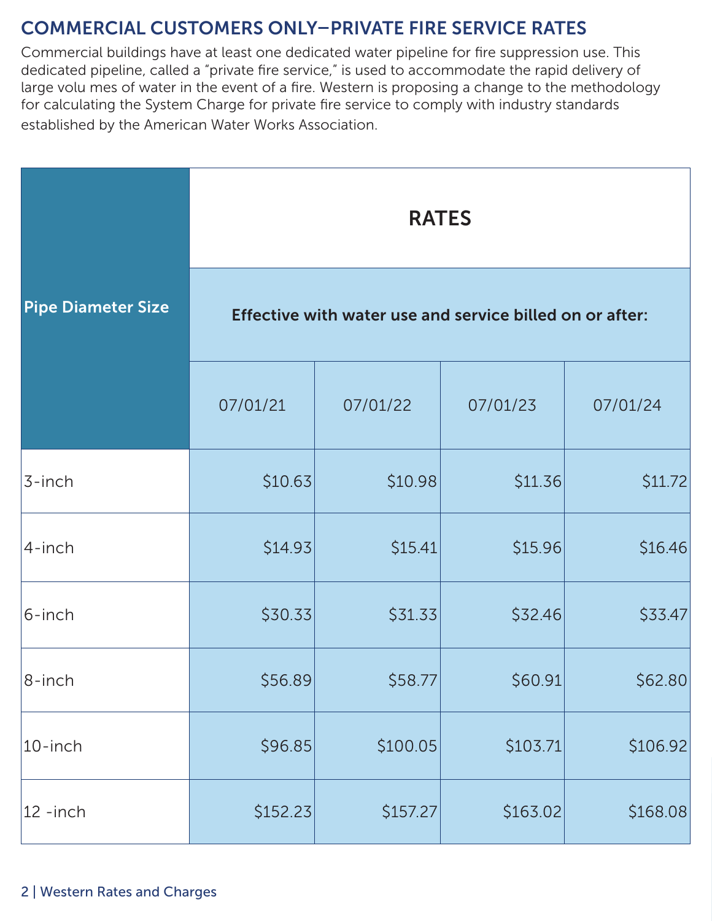## COMMERCIAL CUSTOMERS ONLY—PRIVATE FIRE SERVICE RATES

Commercial buildings have at least one dedicated water pipeline for fire suppression use. This dedicated pipeline, called a "private fire service," is used to accommodate the rapid delivery of large volu mes of water in the event of a fire. Western is proposing a change to the methodology for calculating the System Charge for private fire service to comply with industry standards established by the American Water Works Association.

| Pipe Diameter Size | RATES | | | |
|---|---|---|---|---|
| | Effective with water use and service billed on or after: | | | |
| | 07/01/21 | 07/01/22 | 07/01/23 | 07/01/24 |
| 3-inch | $10.63 | $10.98 | $11.36 | $11.72 |
| 4-inch | $14.93 | $15.41 | $15.96 | $16.46 |
| 6-inch | $30.33 | $31.33 | $32.46 | $33.47 |
| 8-inch | $56.89 | $58.77 | $60.91 | $62.80 |
| 10-inch | $96.85 | $100.05 | $103.71 | $106.92 |
| 12 -inch | $152.23 | $157.27 | $163.02 | $168.08 |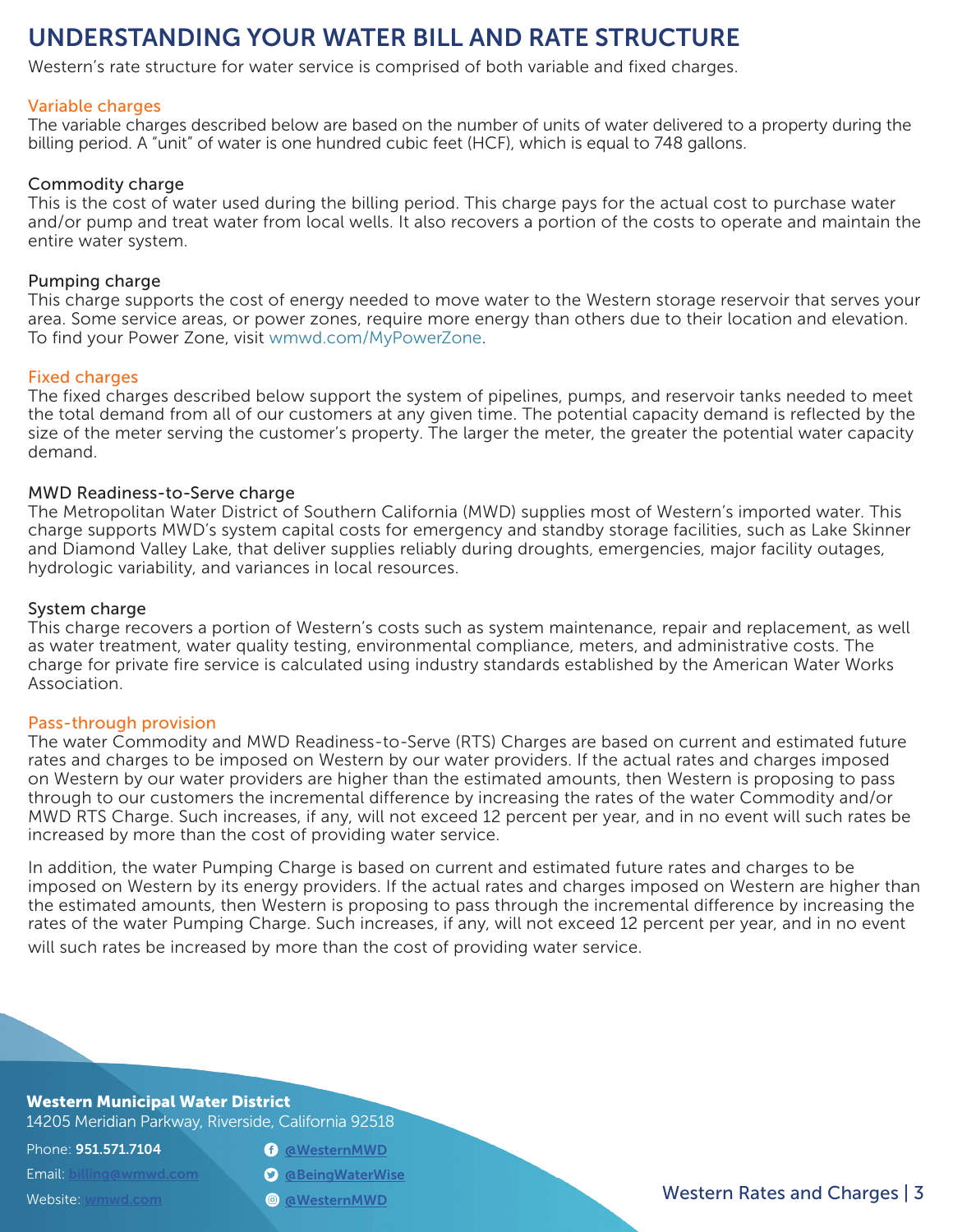# UNDERSTANDING YOUR WATER BILL AND RATE STRUCTURE

Western's rate structure for water service is comprised of both variable and fixed charges.

## Variable charges

The variable charges described below are based on the number of units of water delivered to a property during the billing period. A "unit" of water is one hundred cubic feet (HCF), which is equal to 748 gallons.

### Commodity charge

This is the cost of water used during the billing period. This charge pays for the actual cost to purchase water and/or pump and treat water from local wells. It also recovers a portion of the costs to operate and maintain the entire water system.

### Pumping charge

This charge supports the cost of energy needed to move water to the Western storage reservoir that serves your area. Some service areas, or power zones, require more energy than others due to their location and elevation. To find your Power Zone, visit wmwd.com/MyPowerZone.

## Fixed charges

The fixed charges described below support the system of pipelines, pumps, and reservoir tanks needed to meet the total demand from all of our customers at any given time. The potential capacity demand is reflected by the size of the meter serving the customer's property. The larger the meter, the greater the potential water capacity demand.

### MWD Readiness-to-Serve charge

The Metropolitan Water District of Southern California (MWD) supplies most of Western's imported water. This charge supports MWD's system capital costs for emergency and standby storage facilities, such as Lake Skinner and Diamond Valley Lake, that deliver supplies reliably during droughts, emergencies, major facility outages, hydrologic variability, and variances in local resources.

### System charge

This charge recovers a portion of Western's costs such as system maintenance, repair and replacement, as well as water treatment, water quality testing, environmental compliance, meters, and administrative costs. The charge for private fire service is calculated using industry standards established by the American Water Works Association.

## Pass-through provision

The water Commodity and MWD Readiness-to-Serve (RTS) Charges are based on current and estimated future rates and charges to be imposed on Western by our water providers. If the actual rates and charges imposed on Western by our water providers are higher than the estimated amounts, then Western is proposing to pass through to our customers the incremental difference by increasing the rates of the water Commodity and/or MWD RTS Charge. Such increases, if any, will not exceed 12 percent per year, and in no event will such rates be increased by more than the cost of providing water service.

In addition, the water Pumping Charge is based on current and estimated future rates and charges to be imposed on Western by its energy providers. If the actual rates and charges imposed on Western are higher than the estimated amounts, then Western is proposing to pass through the incremental difference by increasing the rates of the water Pumping Charge. Such increases, if any, will not exceed 12 percent per year, and in no event will such rates be increased by more than the cost of providing water service.

**Western Municipal Water District**
14205 Meridian Parkway, Riverside, California 92518

Phone: **951.571.7104**
Email: billing@wmwd.com
Website: wmwd.com

@WesternMWD
@BeingWaterWise
@WesternMWD